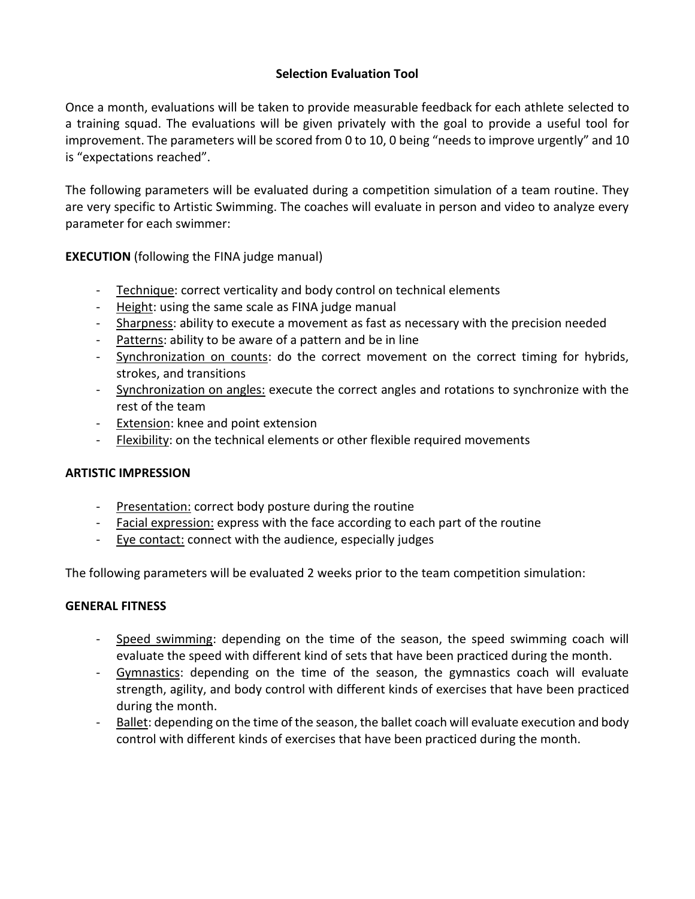# Selection Evaluation Tool

Once a month, evaluations will be taken to provide measurable feedback for each athlete selected to a training squad. The evaluations will be given privately with the goal to provide a useful tool for improvement. The parameters will be scored from 0 to 10, 0 being "needs to improve urgently" and 10 is "expectations reached".

The following parameters will be evaluated during a competition simulation of a team routine. They are very specific to Artistic Swimming. The coaches will evaluate in person and video to analyze every parameter for each swimmer:

**EXECUTION** (following the FINA judge manual)

- Technique: correct verticality and body control on technical elements
- Height: using the same scale as FINA judge manual
- Sharpness: ability to execute a movement as fast as necessary with the precision needed
- Patterns: ability to be aware of a pattern and be in line
- Synchronization on counts: do the correct movement on the correct timing for hybrids, strokes, and transitions
- Synchronization on angles: execute the correct angles and rotations to synchronize with the rest of the team
- Extension: knee and point extension
- Flexibility: on the technical elements or other flexible required movements

**ARTISTIC IMPRESSION**

- Presentation: correct body posture during the routine
- Facial expression: express with the face according to each part of the routine
- Eye contact: connect with the audience, especially judges

The following parameters will be evaluated 2 weeks prior to the team competition simulation:

**GENERAL FITNESS**

- Speed swimming: depending on the time of the season, the speed swimming coach will evaluate the speed with different kind of sets that have been practiced during the month.
- Gymnastics: depending on the time of the season, the gymnastics coach will evaluate strength, agility, and body control with different kinds of exercises that have been practiced during the month.
- Ballet: depending on the time of the season, the ballet coach will evaluate execution and body control with different kinds of exercises that have been practiced during the month.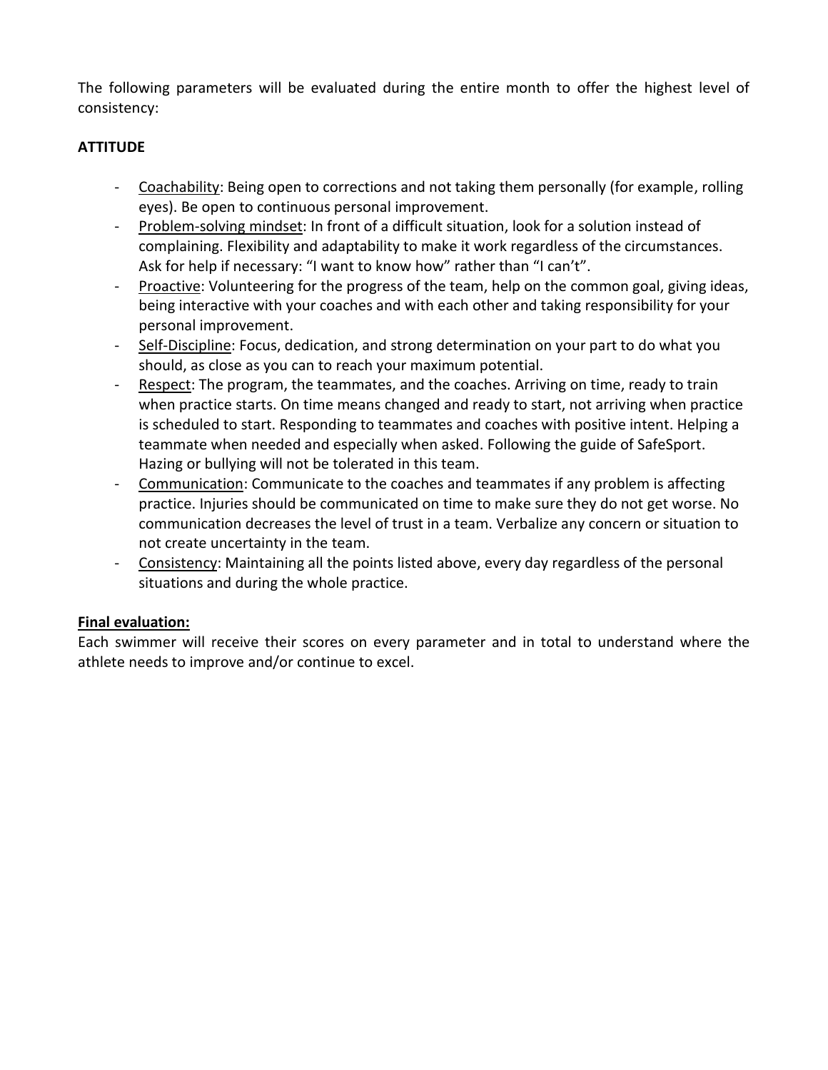The following parameters will be evaluated during the entire month to offer the highest level of consistency:

**ATTITUDE**

- Coachability: Being open to corrections and not taking them personally (for example, rolling eyes). Be open to continuous personal improvement.
- Problem-solving mindset: In front of a difficult situation, look for a solution instead of complaining. Flexibility and adaptability to make it work regardless of the circumstances. Ask for help if necessary: "I want to know how" rather than "I can't".
- Proactive: Volunteering for the progress of the team, help on the common goal, giving ideas, being interactive with your coaches and with each other and taking responsibility for your personal improvement.
- Self-Discipline: Focus, dedication, and strong determination on your part to do what you should, as close as you can to reach your maximum potential.
- Respect: The program, the teammates, and the coaches. Arriving on time, ready to train when practice starts. On time means changed and ready to start, not arriving when practice is scheduled to start. Responding to teammates and coaches with positive intent. Helping a teammate when needed and especially when asked. Following the guide of SafeSport. Hazing or bullying will not be tolerated in this team.
- Communication: Communicate to the coaches and teammates if any problem is affecting practice. Injuries should be communicated on time to make sure they do not get worse. No communication decreases the level of trust in a team. Verbalize any concern or situation to not create uncertainty in the team.
- Consistency: Maintaining all the points listed above, every day regardless of the personal situations and during the whole practice.

**Final evaluation:**

Each swimmer will receive their scores on every parameter and in total to understand where the athlete needs to improve and/or continue to excel.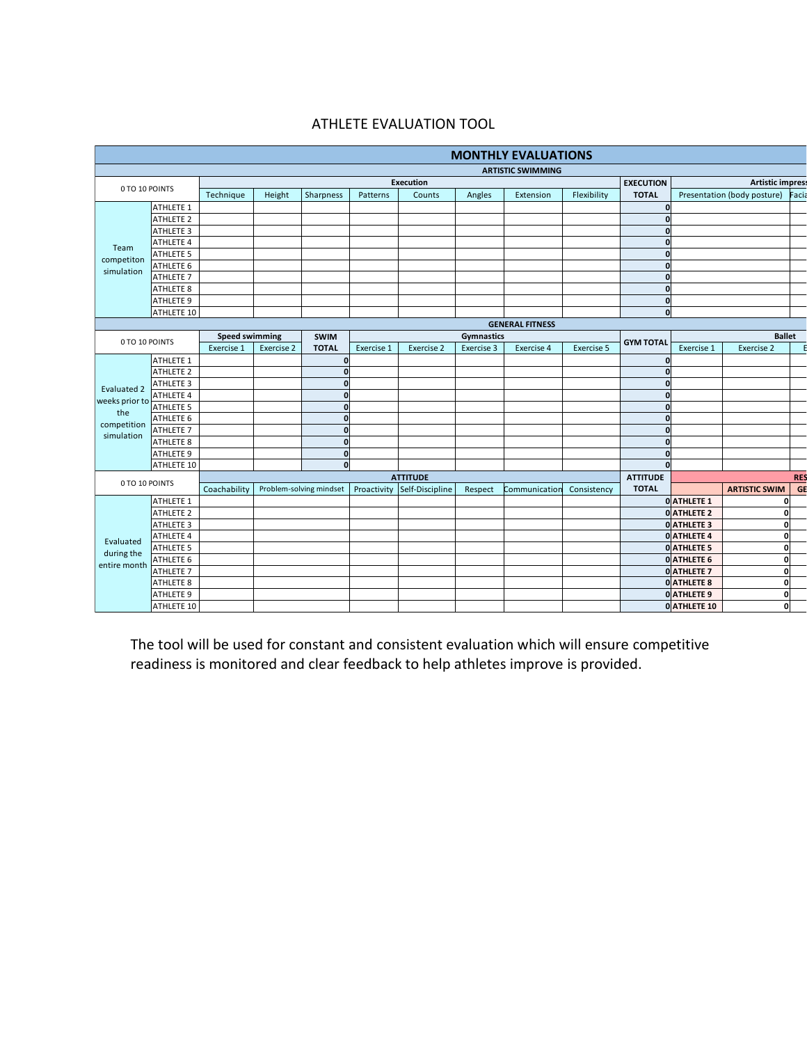# ATHLETE EVALUATION TOOL

## MONTHLY EVALUATIONS

### ARTISTIC SWIMMING

| 0 TO 10 POINTS | | Execution | | | | | | | | EXECUTION | Artistic impress | |
|---|---|---|---|---|---|---|---|---|---|---|---|---|
| | | Technique | Height | Sharpness | Patterns | Counts | Angles | Extension | Flexibility | TOTAL | Presentation (body posture) | Facia |
| Team competiton simulation | ATHLETE 1 | | | | | | | | | 0 | | |
| | ATHLETE 2 | | | | | | | | | 0 | | |
| | ATHLETE 3 | | | | | | | | | 0 | | |
| | ATHLETE 4 | | | | | | | | | 0 | | |
| | ATHLETE 5 | | | | | | | | | 0 | | |
| | ATHLETE 6 | | | | | | | | | 0 | | |
| | ATHLETE 7 | | | | | | | | | 0 | | |
| | ATHLETE 8 | | | | | | | | | 0 | | |
| | ATHLETE 9 | | | | | | | | | 0 | | |
| | ATHLETE 10 | | | | | | | | | 0 | | |

### GENERAL FITNESS

| 0 TO 10 POINTS | | Speed swimming | | SWIM | Gymnastics | | | | | GYM TOTAL | Ballet | | |
|---|---|---|---|---|---|---|---|---|---|---|---|---|---|
| | | Exercise 1 | Exercise 2 | TOTAL | Exercise 1 | Exercise 2 | Exercise 3 | Exercise 4 | Exercise 5 | | Exercise 1 | Exercise 2 | E |
| Evaluated 2 weeks prior to the competition simulation | ATHLETE 1 | | | 0 | | | | | | 0 | | | |
| | ATHLETE 2 | | | 0 | | | | | | 0 | | | |
| | ATHLETE 3 | | | 0 | | | | | | 0 | | | |
| | ATHLETE 4 | | | 0 | | | | | | 0 | | | |
| | ATHLETE 5 | | | 0 | | | | | | 0 | | | |
| | ATHLETE 6 | | | 0 | | | | | | 0 | | | |
| | ATHLETE 7 | | | 0 | | | | | | 0 | | | |
| | ATHLETE 8 | | | 0 | | | | | | 0 | | | |
| | ATHLETE 9 | | | 0 | | | | | | 0 | | | |
| | ATHLETE 10 | | | 0 | | | | | | 0 | | | |

| 0 TO 10 POINTS | | ATTITUDE | | | | | | | ATTITUDE | RES | | |
|---|---|---|---|---|---|---|---|---|---|---|---|---|
| | | Coachability | Problem-solving mindset | Proactivity | Self-Discipline | Respect | Communication | Consistency | TOTAL | | ARTISTIC SWIM | GE |
| Evaluated during the entire month | ATHLETE 1 | | | | | | | | 0 | ATHLETE 1 | 0 | |
| | ATHLETE 2 | | | | | | | | 0 | ATHLETE 2 | 0 | |
| | ATHLETE 3 | | | | | | | | 0 | ATHLETE 3 | 0 | |
| | ATHLETE 4 | | | | | | | | 0 | ATHLETE 4 | 0 | |
| | ATHLETE 5 | | | | | | | | 0 | ATHLETE 5 | 0 | |
| | ATHLETE 6 | | | | | | | | 0 | ATHLETE 6 | 0 | |
| | ATHLETE 7 | | | | | | | | 0 | ATHLETE 7 | 0 | |
| | ATHLETE 8 | | | | | | | | 0 | ATHLETE 8 | 0 | |
| | ATHLETE 9 | | | | | | | | 0 | ATHLETE 9 | 0 | |
| | ATHLETE 10 | | | | | | | | 0 | ATHLETE 10 | 0 | |

The tool will be used for constant and consistent evaluation which will ensure competitive readiness is monitored and clear feedback to help athletes improve is provided.